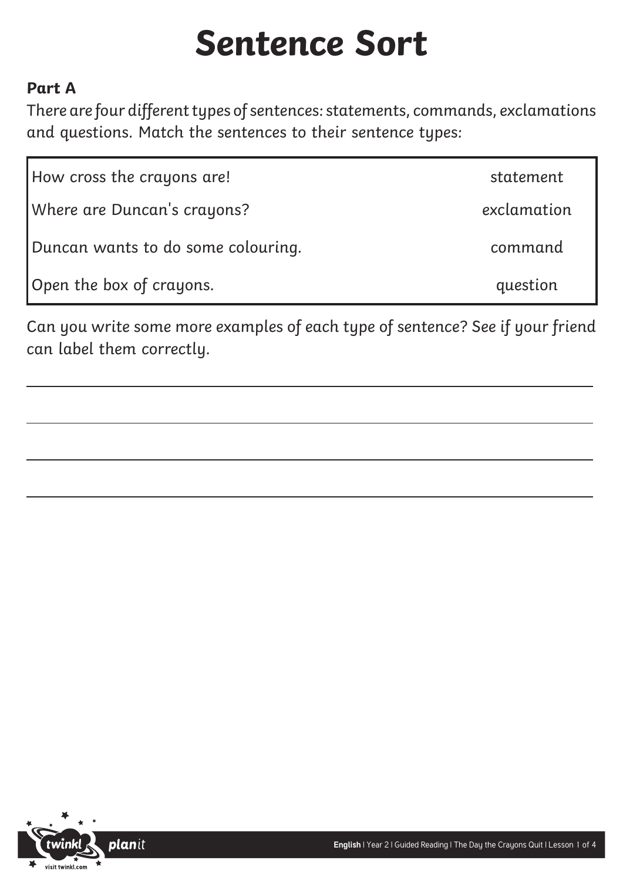# Sentence Sort

**Part A**

There are four different types of sentences: statements, commands, exclamations and questions. Match the sentences to their sentence types:

| | |
|---|---|
| How cross the crayons are! | statement |
| Where are Duncan's crayons? | exclamation |
| Duncan wants to do some colouring. | command |
| Open the box of crayons. | question |

Can you write some more examples of each type of sentence? See if your friend can label them correctly.

\_\_\_\_\_\_\_\_\_\_\_\_\_\_\_\_\_\_\_\_\_\_\_\_\_\_\_\_\_\_\_\_\_\_\_\_\_\_\_\_\_\_\_\_\_\_\_\_\_\_\_\_\_\_

\_\_\_\_\_\_\_\_\_\_\_\_\_\_\_\_\_\_\_\_\_\_\_\_\_\_\_\_\_\_\_\_\_\_\_\_\_\_\_\_\_\_\_\_\_\_\_\_\_\_\_\_\_\_

\_\_\_\_\_\_\_\_\_\_\_\_\_\_\_\_\_\_\_\_\_\_\_\_\_\_\_\_\_\_\_\_\_\_\_\_\_\_\_\_\_\_\_\_\_\_\_\_\_\_\_\_\_\_

\_\_\_\_\_\_\_\_\_\_\_\_\_\_\_\_\_\_\_\_\_\_\_\_\_\_\_\_\_\_\_\_\_\_\_\_\_\_\_\_\_\_\_\_\_\_\_\_\_\_\_\_\_\_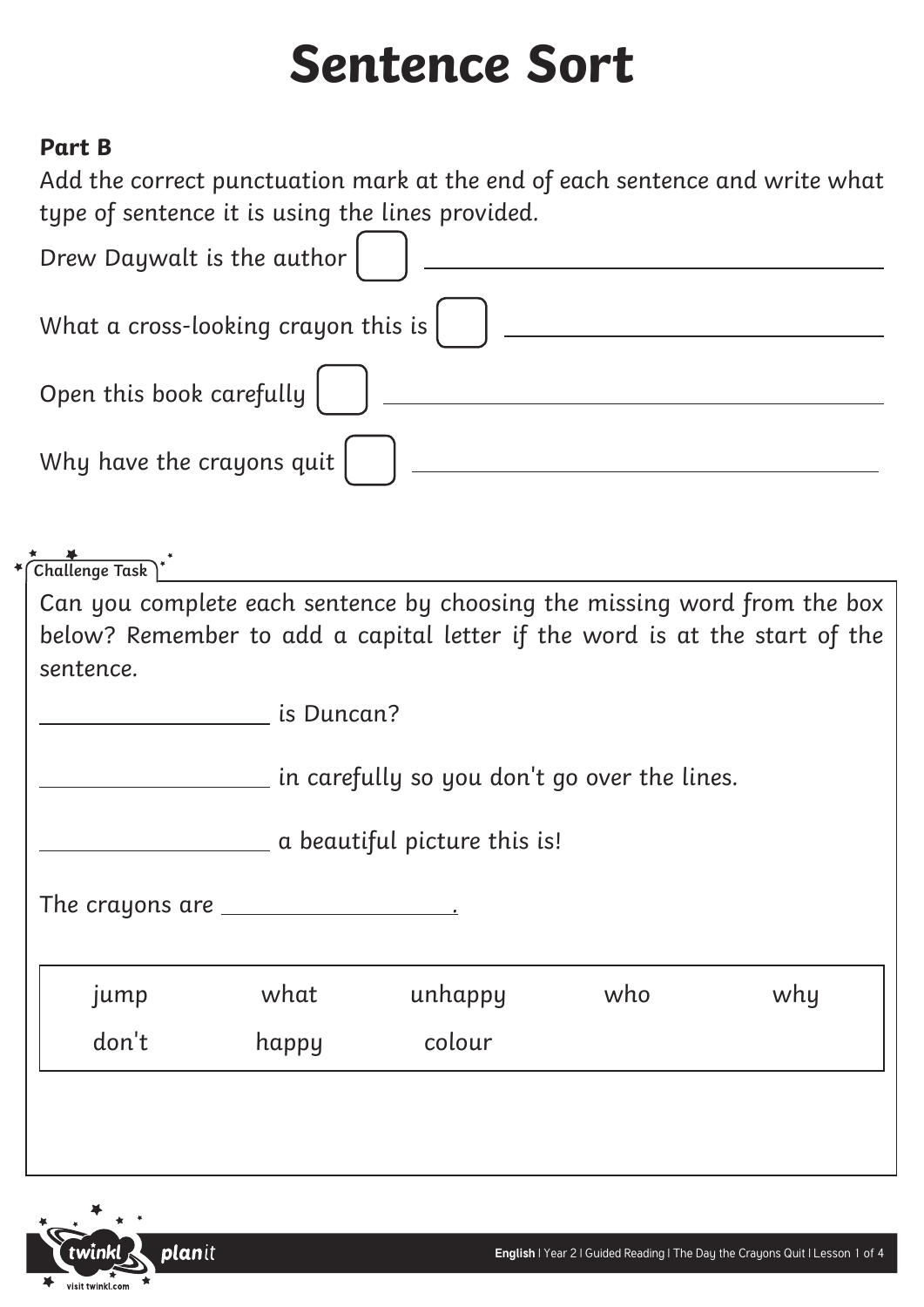# Sentence Sort

**Part B**

Add the correct punctuation mark at the end of each sentence and write what type of sentence it is using the lines provided.

Drew Daywalt is the author [ ] ______________________________

What a cross-looking crayon this is [ ] ______________________________

Open this book carefully [ ] ______________________________

Why have the crayons quit [ ] ______________________________

**Challenge Task**

Can you complete each sentence by choosing the missing word from the box below? Remember to add a capital letter if the word is at the start of the sentence.

______________ is Duncan?

______________ in carefully so you don't go over the lines.

______________ a beautiful picture this is!

The crayons are ______________.

| jump | what | unhappy | who | why |
|---|---|---|---|---|
| don't | happy | colour | | |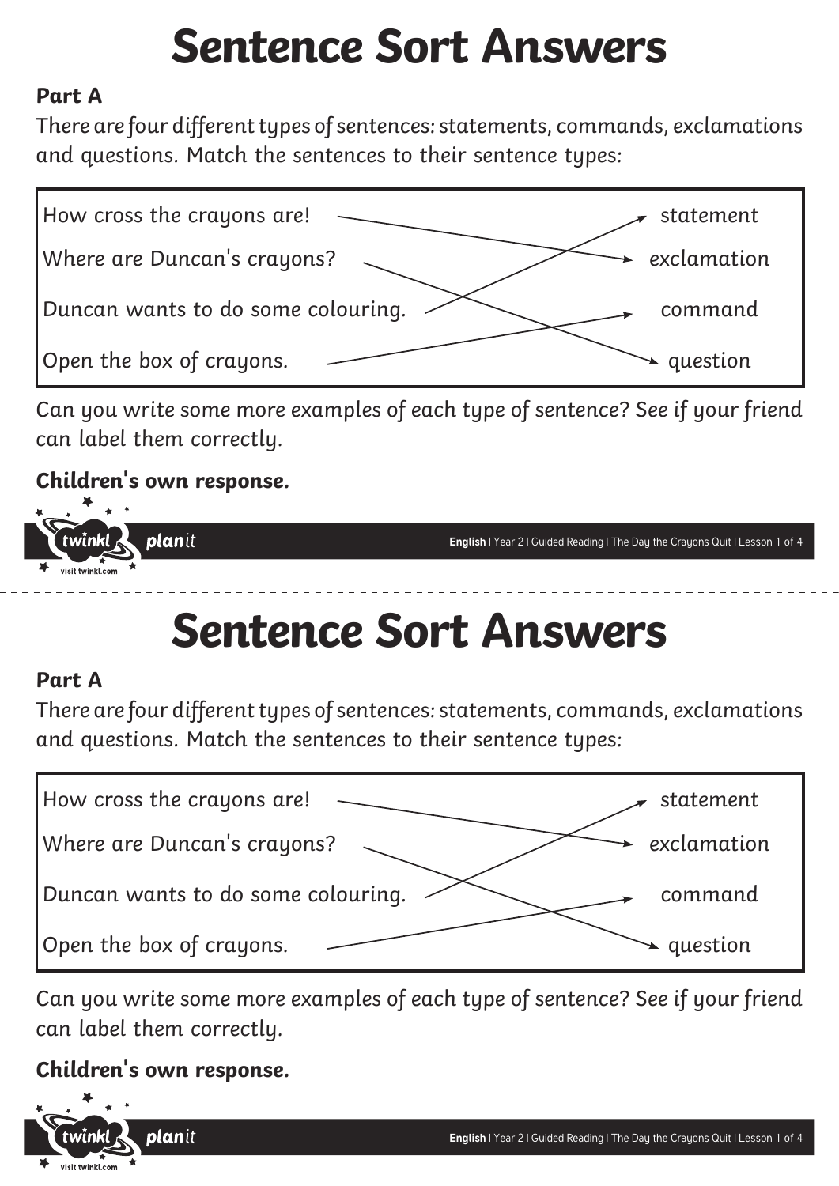# Sentence Sort Answers

**Part A**

There are four different types of sentences: statements, commands, exclamations and questions. Match the sentences to their sentence types:

| Sentence | Sentence type |
| --- | --- |
| How cross the crayons are! | exclamation |
| Where are Duncan's crayons? | question |
| Duncan wants to do some colouring. | statement |
| Open the box of crayons. | command |

Can you write some more examples of each type of sentence? See if your friend can label them correctly.

**Children's own response.**

---

# Sentence Sort Answers

**Part A**

There are four different types of sentences: statements, commands, exclamations and questions. Match the sentences to their sentence types:

| Sentence | Sentence type |
| --- | --- |
| How cross the crayons are! | exclamation |
| Where are Duncan's crayons? | question |
| Duncan wants to do some colouring. | statement |
| Open the box of crayons. | command |

Can you write some more examples of each type of sentence? See if your friend can label them correctly.

**Children's own response.**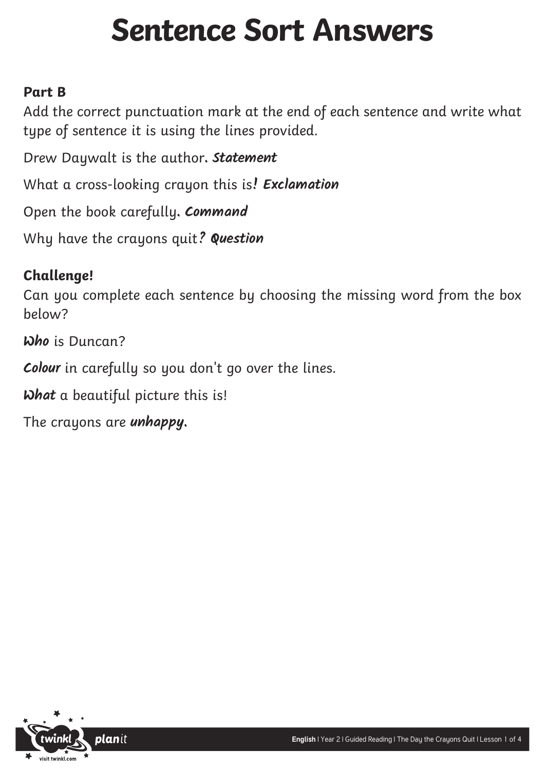# Sentence Sort Answers

**Part B**

Add the correct punctuation mark at the end of each sentence and write what type of sentence it is using the lines provided.

Drew Daywalt is the author**.** ***Statement***

What a cross-looking crayon this is**!** ***Exclamation***

Open the book carefully**.** ***Command***

Why have the crayons quit**?** ***Question***

**Challenge!**

Can you complete each sentence by choosing the missing word from the box below?

***Who*** is Duncan?

***Colour*** in carefully so you don't go over the lines.

***What*** a beautiful picture this is!

The crayons are ***unhappy*****.**